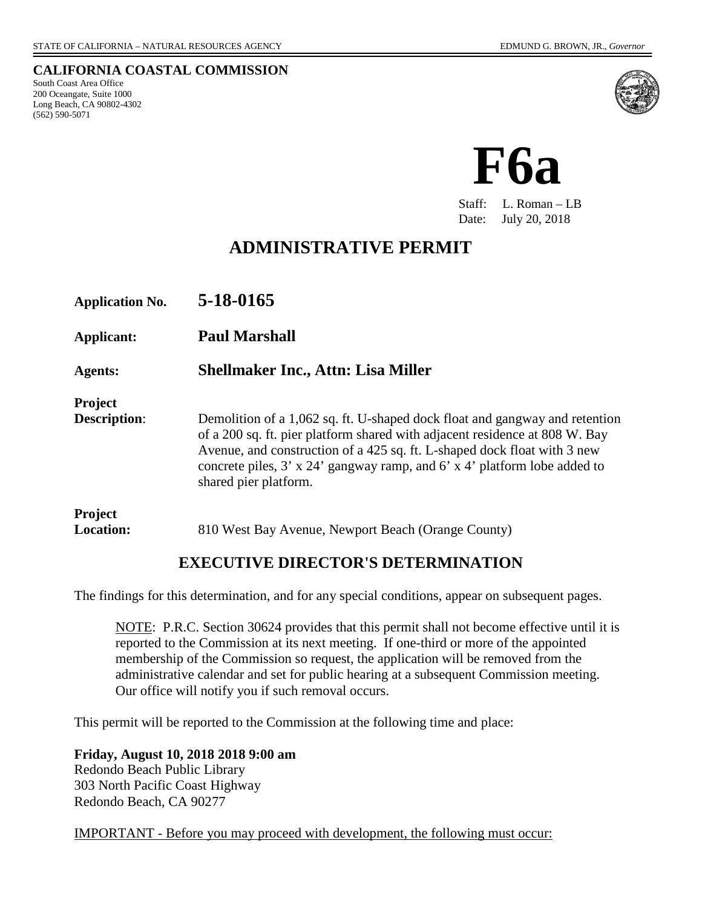STATE OF CALIFORNIA – NATURAL RESOURCES AGENCY

EDMUND G. BROWN, JR., *Governor*

**CALIFORNIA COASTAL COMMISSION**
South Coast Area Office
200 Oceangate, Suite 1000
Long Beach, CA 90802-4302
(562) 590-5071

# F6a

Staff: L. Roman – LB
Date: July 20, 2018

## ADMINISTRATIVE PERMIT

**Application No.** **5-18-0165**

**Applicant:** **Paul Marshall**

**Agents:** **Shellmaker Inc., Attn: Lisa Miller**

**Project Description**: Demolition of a 1,062 sq. ft. U-shaped dock float and gangway and retention of a 200 sq. ft. pier platform shared with adjacent residence at 808 W. Bay Avenue, and construction of a 425 sq. ft. L-shaped dock float with 3 new concrete piles, 3' x 24' gangway ramp, and 6' x 4' platform lobe added to shared pier platform.

**Project Location:** 810 West Bay Avenue, Newport Beach (Orange County)

## EXECUTIVE DIRECTOR'S DETERMINATION

The findings for this determination, and for any special conditions, appear on subsequent pages.

NOTE: P.R.C. Section 30624 provides that this permit shall not become effective until it is reported to the Commission at its next meeting. If one-third or more of the appointed membership of the Commission so request, the application will be removed from the administrative calendar and set for public hearing at a subsequent Commission meeting. Our office will notify you if such removal occurs.

This permit will be reported to the Commission at the following time and place:

**Friday, August 10, 2018 2018 9:00 am**
Redondo Beach Public Library
303 North Pacific Coast Highway
Redondo Beach, CA 90277

IMPORTANT - Before you may proceed with development, the following must occur: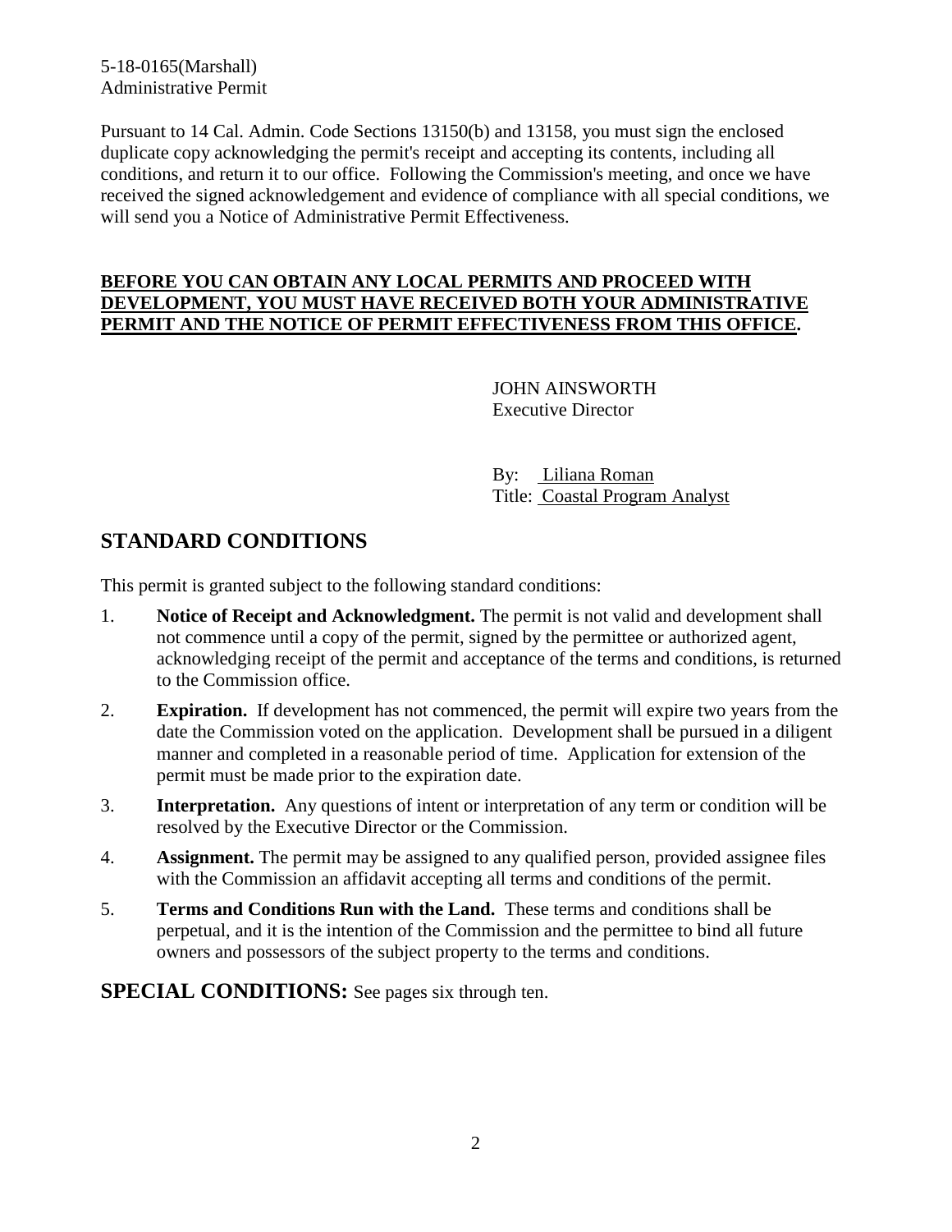Pursuant to 14 Cal. Admin. Code Sections 13150(b) and 13158, you must sign the enclosed duplicate copy acknowledging the permit's receipt and accepting its contents, including all conditions, and return it to our office. Following the Commission's meeting, and once we have received the signed acknowledgement and evidence of compliance with all special conditions, we will send you a Notice of Administrative Permit Effectiveness.

**BEFORE YOU CAN OBTAIN ANY LOCAL PERMITS AND PROCEED WITH DEVELOPMENT, YOU MUST HAVE RECEIVED BOTH YOUR ADMINISTRATIVE PERMIT AND THE NOTICE OF PERMIT EFFECTIVENESS FROM THIS OFFICE.**

JOHN AINSWORTH
Executive Director

By: Liliana Roman
Title: Coastal Program Analyst

## STANDARD CONDITIONS

This permit is granted subject to the following standard conditions:

1. **Notice of Receipt and Acknowledgment.** The permit is not valid and development shall not commence until a copy of the permit, signed by the permittee or authorized agent, acknowledging receipt of the permit and acceptance of the terms and conditions, is returned to the Commission office.
2. **Expiration.** If development has not commenced, the permit will expire two years from the date the Commission voted on the application. Development shall be pursued in a diligent manner and completed in a reasonable period of time. Application for extension of the permit must be made prior to the expiration date.
3. **Interpretation.** Any questions of intent or interpretation of any term or condition will be resolved by the Executive Director or the Commission.
4. **Assignment.** The permit may be assigned to any qualified person, provided assignee files with the Commission an affidavit accepting all terms and conditions of the permit.
5. **Terms and Conditions Run with the Land.** These terms and conditions shall be perpetual, and it is the intention of the Commission and the permittee to bind all future owners and possessors of the subject property to the terms and conditions.

## SPECIAL CONDITIONS: See pages six through ten.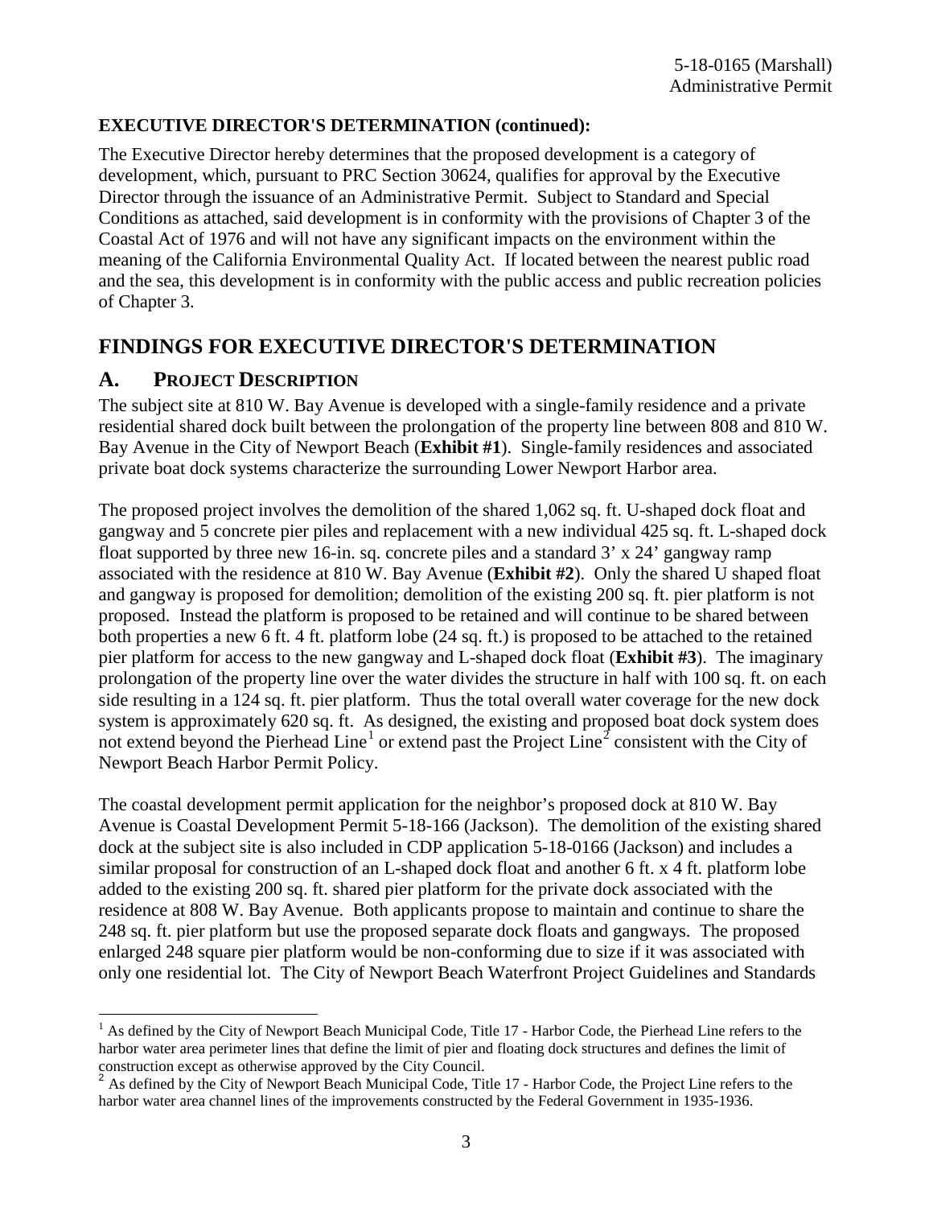**EXECUTIVE DIRECTOR'S DETERMINATION (continued):**

The Executive Director hereby determines that the proposed development is a category of development, which, pursuant to PRC Section 30624, qualifies for approval by the Executive Director through the issuance of an Administrative Permit. Subject to Standard and Special Conditions as attached, said development is in conformity with the provisions of Chapter 3 of the Coastal Act of 1976 and will not have any significant impacts on the environment within the meaning of the California Environmental Quality Act. If located between the nearest public road and the sea, this development is in conformity with the public access and public recreation policies of Chapter 3.

# FINDINGS FOR EXECUTIVE DIRECTOR'S DETERMINATION

## A. PROJECT DESCRIPTION

The subject site at 810 W. Bay Avenue is developed with a single-family residence and a private residential shared dock built between the prolongation of the property line between 808 and 810 W. Bay Avenue in the City of Newport Beach (**Exhibit #1**). Single-family residences and associated private boat dock systems characterize the surrounding Lower Newport Harbor area.

The proposed project involves the demolition of the shared 1,062 sq. ft. U-shaped dock float and gangway and 5 concrete pier piles and replacement with a new individual 425 sq. ft. L-shaped dock float supported by three new 16-in. sq. concrete piles and a standard 3' x 24' gangway ramp associated with the residence at 810 W. Bay Avenue (**Exhibit #2**). Only the shared U shaped float and gangway is proposed for demolition; demolition of the existing 200 sq. ft. pier platform is not proposed. Instead the platform is proposed to be retained and will continue to be shared between both properties a new 6 ft. 4 ft. platform lobe (24 sq. ft.) is proposed to be attached to the retained pier platform for access to the new gangway and L-shaped dock float (**Exhibit #3**). The imaginary prolongation of the property line over the water divides the structure in half with 100 sq. ft. on each side resulting in a 124 sq. ft. pier platform. Thus the total overall water coverage for the new dock system is approximately 620 sq. ft. As designed, the existing and proposed boat dock system does not extend beyond the Pierhead Line[1] or extend past the Project Line[2] consistent with the City of Newport Beach Harbor Permit Policy.

The coastal development permit application for the neighbor's proposed dock at 810 W. Bay Avenue is Coastal Development Permit 5-18-166 (Jackson). The demolition of the existing shared dock at the subject site is also included in CDP application 5-18-0166 (Jackson) and includes a similar proposal for construction of an L-shaped dock float and another 6 ft. x 4 ft. platform lobe added to the existing 200 sq. ft. shared pier platform for the private dock associated with the residence at 808 W. Bay Avenue. Both applicants propose to maintain and continue to share the 248 sq. ft. pier platform but use the proposed separate dock floats and gangways. The proposed enlarged 248 square pier platform would be non-conforming due to size if it was associated with only one residential lot. The City of Newport Beach Waterfront Project Guidelines and Standards

---

[1] As defined by the City of Newport Beach Municipal Code, Title 17 - Harbor Code, the Pierhead Line refers to the harbor water area perimeter lines that define the limit of pier and floating dock structures and defines the limit of construction except as otherwise approved by the City Council.

[2] As defined by the City of Newport Beach Municipal Code, Title 17 - Harbor Code, the Project Line refers to the harbor water area channel lines of the improvements constructed by the Federal Government in 1935-1936.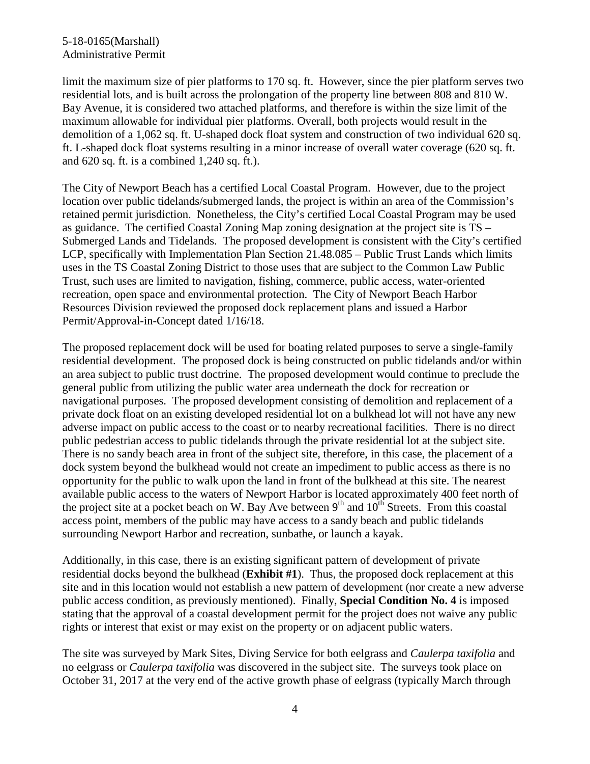limit the maximum size of pier platforms to 170 sq. ft. However, since the pier platform serves two residential lots, and is built across the prolongation of the property line between 808 and 810 W. Bay Avenue, it is considered two attached platforms, and therefore is within the size limit of the maximum allowable for individual pier platforms. Overall, both projects would result in the demolition of a 1,062 sq. ft. U-shaped dock float system and construction of two individual 620 sq. ft. L-shaped dock float systems resulting in a minor increase of overall water coverage (620 sq. ft. and 620 sq. ft. is a combined 1,240 sq. ft.).

The City of Newport Beach has a certified Local Coastal Program. However, due to the project location over public tidelands/submerged lands, the project is within an area of the Commission's retained permit jurisdiction. Nonetheless, the City's certified Local Coastal Program may be used as guidance. The certified Coastal Zoning Map zoning designation at the project site is TS – Submerged Lands and Tidelands. The proposed development is consistent with the City's certified LCP, specifically with Implementation Plan Section 21.48.085 – Public Trust Lands which limits uses in the TS Coastal Zoning District to those uses that are subject to the Common Law Public Trust, such uses are limited to navigation, fishing, commerce, public access, water-oriented recreation, open space and environmental protection. The City of Newport Beach Harbor Resources Division reviewed the proposed dock replacement plans and issued a Harbor Permit/Approval-in-Concept dated 1/16/18.

The proposed replacement dock will be used for boating related purposes to serve a single-family residential development. The proposed dock is being constructed on public tidelands and/or within an area subject to public trust doctrine. The proposed development would continue to preclude the general public from utilizing the public water area underneath the dock for recreation or navigational purposes. The proposed development consisting of demolition and replacement of a private dock float on an existing developed residential lot on a bulkhead lot will not have any new adverse impact on public access to the coast or to nearby recreational facilities. There is no direct public pedestrian access to public tidelands through the private residential lot at the subject site. There is no sandy beach area in front of the subject site, therefore, in this case, the placement of a dock system beyond the bulkhead would not create an impediment to public access as there is no opportunity for the public to walk upon the land in front of the bulkhead at this site. The nearest available public access to the waters of Newport Harbor is located approximately 400 feet north of the project site at a pocket beach on W. Bay Ave between 9th and 10th Streets. From this coastal access point, members of the public may have access to a sandy beach and public tidelands surrounding Newport Harbor and recreation, sunbathe, or launch a kayak.

Additionally, in this case, there is an existing significant pattern of development of private residential docks beyond the bulkhead (**Exhibit #1**). Thus, the proposed dock replacement at this site and in this location would not establish a new pattern of development (nor create a new adverse public access condition, as previously mentioned). Finally, **Special Condition No. 4** is imposed stating that the approval of a coastal development permit for the project does not waive any public rights or interest that exist or may exist on the property or on adjacent public waters.

The site was surveyed by Mark Sites, Diving Service for both eelgrass and *Caulerpa taxifolia* and no eelgrass or *Caulerpa taxifolia* was discovered in the subject site. The surveys took place on October 31, 2017 at the very end of the active growth phase of eelgrass (typically March through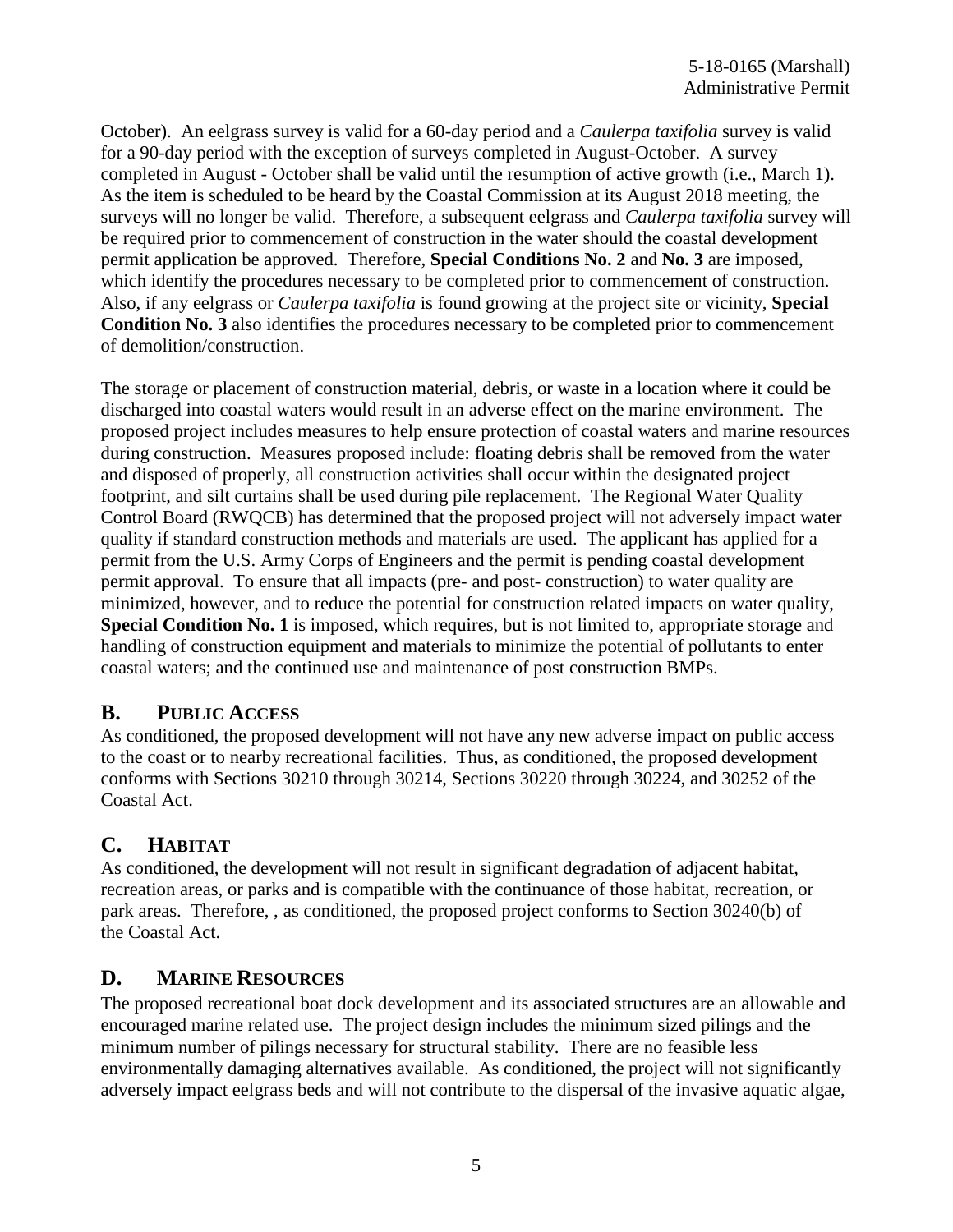October). An eelgrass survey is valid for a 60-day period and a *Caulerpa taxifolia* survey is valid for a 90-day period with the exception of surveys completed in August-October. A survey completed in August - October shall be valid until the resumption of active growth (i.e., March 1). As the item is scheduled to be heard by the Coastal Commission at its August 2018 meeting, the surveys will no longer be valid. Therefore, a subsequent eelgrass and *Caulerpa taxifolia* survey will be required prior to commencement of construction in the water should the coastal development permit application be approved. Therefore, **Special Conditions No. 2** and **No. 3** are imposed, which identify the procedures necessary to be completed prior to commencement of construction. Also, if any eelgrass or *Caulerpa taxifolia* is found growing at the project site or vicinity, **Special Condition No. 3** also identifies the procedures necessary to be completed prior to commencement of demolition/construction.

The storage or placement of construction material, debris, or waste in a location where it could be discharged into coastal waters would result in an adverse effect on the marine environment. The proposed project includes measures to help ensure protection of coastal waters and marine resources during construction. Measures proposed include: floating debris shall be removed from the water and disposed of properly, all construction activities shall occur within the designated project footprint, and silt curtains shall be used during pile replacement. The Regional Water Quality Control Board (RWQCB) has determined that the proposed project will not adversely impact water quality if standard construction methods and materials are used. The applicant has applied for a permit from the U.S. Army Corps of Engineers and the permit is pending coastal development permit approval. To ensure that all impacts (pre- and post- construction) to water quality are minimized, however, and to reduce the potential for construction related impacts on water quality, **Special Condition No. 1** is imposed, which requires, but is not limited to, appropriate storage and handling of construction equipment and materials to minimize the potential of pollutants to enter coastal waters; and the continued use and maintenance of post construction BMPs.

## B. PUBLIC ACCESS

As conditioned, the proposed development will not have any new adverse impact on public access to the coast or to nearby recreational facilities. Thus, as conditioned, the proposed development conforms with Sections 30210 through 30214, Sections 30220 through 30224, and 30252 of the Coastal Act.

## C. HABITAT

As conditioned, the development will not result in significant degradation of adjacent habitat, recreation areas, or parks and is compatible with the continuance of those habitat, recreation, or park areas. Therefore, , as conditioned, the proposed project conforms to Section 30240(b) of the Coastal Act.

## D. MARINE RESOURCES

The proposed recreational boat dock development and its associated structures are an allowable and encouraged marine related use. The project design includes the minimum sized pilings and the minimum number of pilings necessary for structural stability. There are no feasible less environmentally damaging alternatives available. As conditioned, the project will not significantly adversely impact eelgrass beds and will not contribute to the dispersal of the invasive aquatic algae,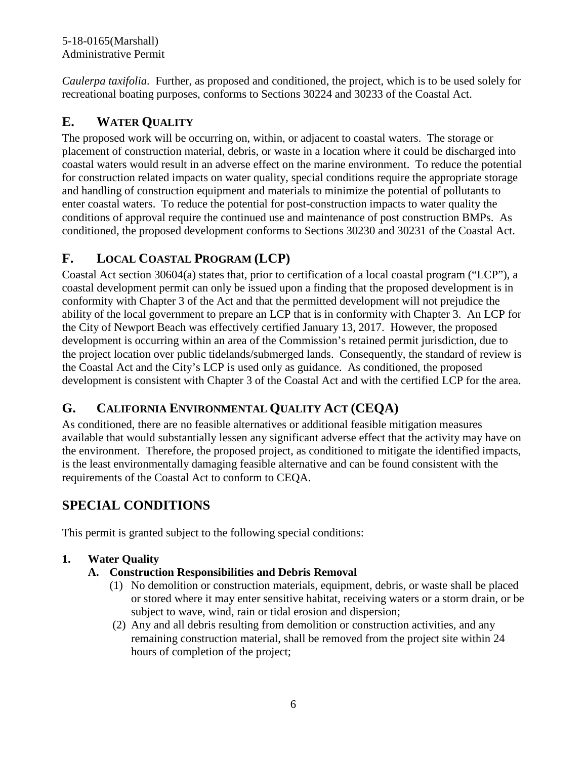*Caulerpa taxifolia*. Further, as proposed and conditioned, the project, which is to be used solely for recreational boating purposes, conforms to Sections 30224 and 30233 of the Coastal Act.

## E. WATER QUALITY

The proposed work will be occurring on, within, or adjacent to coastal waters. The storage or placement of construction material, debris, or waste in a location where it could be discharged into coastal waters would result in an adverse effect on the marine environment. To reduce the potential for construction related impacts on water quality, special conditions require the appropriate storage and handling of construction equipment and materials to minimize the potential of pollutants to enter coastal waters. To reduce the potential for post-construction impacts to water quality the conditions of approval require the continued use and maintenance of post construction BMPs. As conditioned, the proposed development conforms to Sections 30230 and 30231 of the Coastal Act.

## F. LOCAL COASTAL PROGRAM (LCP)

Coastal Act section 30604(a) states that, prior to certification of a local coastal program ("LCP"), a coastal development permit can only be issued upon a finding that the proposed development is in conformity with Chapter 3 of the Act and that the permitted development will not prejudice the ability of the local government to prepare an LCP that is in conformity with Chapter 3. An LCP for the City of Newport Beach was effectively certified January 13, 2017. However, the proposed development is occurring within an area of the Commission's retained permit jurisdiction, due to the project location over public tidelands/submerged lands. Consequently, the standard of review is the Coastal Act and the City's LCP is used only as guidance. As conditioned, the proposed development is consistent with Chapter 3 of the Coastal Act and with the certified LCP for the area.

## G. CALIFORNIA ENVIRONMENTAL QUALITY ACT (CEQA)

As conditioned, there are no feasible alternatives or additional feasible mitigation measures available that would substantially lessen any significant adverse effect that the activity may have on the environment. Therefore, the proposed project, as conditioned to mitigate the identified impacts, is the least environmentally damaging feasible alternative and can be found consistent with the requirements of the Coastal Act to conform to CEQA.

# SPECIAL CONDITIONS

This permit is granted subject to the following special conditions:

**1. Water Quality**

**A. Construction Responsibilities and Debris Removal**

(1) No demolition or construction materials, equipment, debris, or waste shall be placed or stored where it may enter sensitive habitat, receiving waters or a storm drain, or be subject to wave, wind, rain or tidal erosion and dispersion;

(2) Any and all debris resulting from demolition or construction activities, and any remaining construction material, shall be removed from the project site within 24 hours of completion of the project;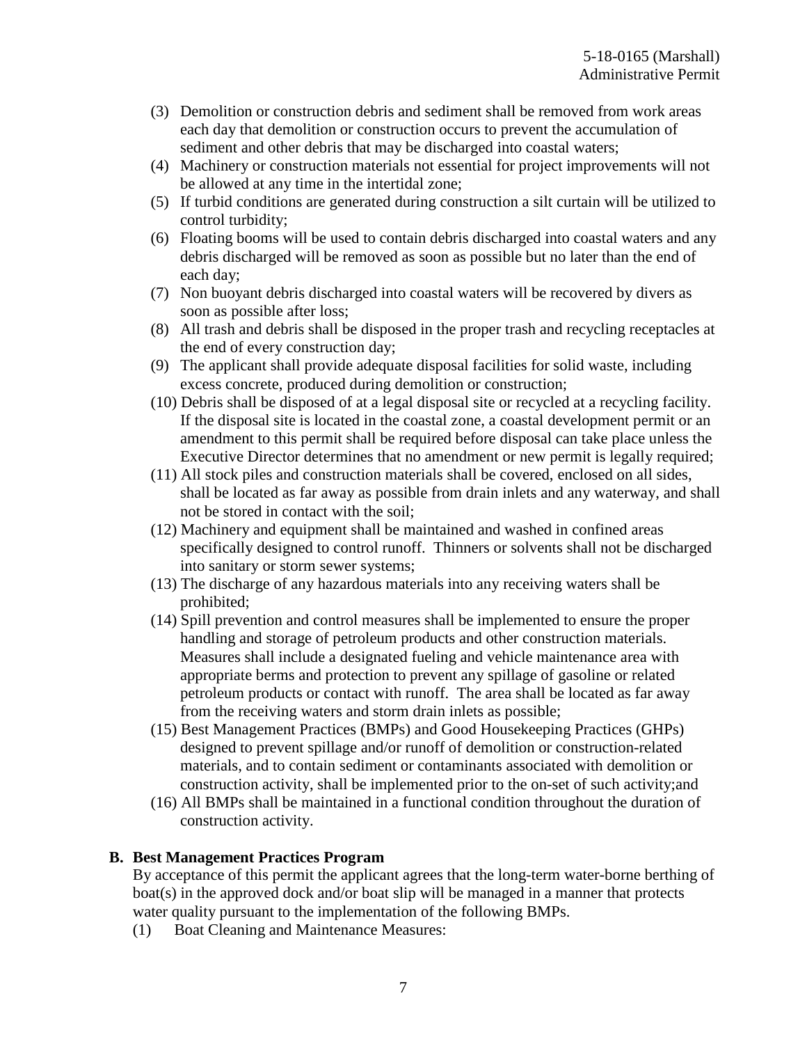(3) Demolition or construction debris and sediment shall be removed from work areas each day that demolition or construction occurs to prevent the accumulation of sediment and other debris that may be discharged into coastal waters;

(4) Machinery or construction materials not essential for project improvements will not be allowed at any time in the intertidal zone;

(5) If turbid conditions are generated during construction a silt curtain will be utilized to control turbidity;

(6) Floating booms will be used to contain debris discharged into coastal waters and any debris discharged will be removed as soon as possible but no later than the end of each day;

(7) Non buoyant debris discharged into coastal waters will be recovered by divers as soon as possible after loss;

(8) All trash and debris shall be disposed in the proper trash and recycling receptacles at the end of every construction day;

(9) The applicant shall provide adequate disposal facilities for solid waste, including excess concrete, produced during demolition or construction;

(10) Debris shall be disposed of at a legal disposal site or recycled at a recycling facility. If the disposal site is located in the coastal zone, a coastal development permit or an amendment to this permit shall be required before disposal can take place unless the Executive Director determines that no amendment or new permit is legally required;

(11) All stock piles and construction materials shall be covered, enclosed on all sides, shall be located as far away as possible from drain inlets and any waterway, and shall not be stored in contact with the soil;

(12) Machinery and equipment shall be maintained and washed in confined areas specifically designed to control runoff. Thinners or solvents shall not be discharged into sanitary or storm sewer systems;

(13) The discharge of any hazardous materials into any receiving waters shall be prohibited;

(14) Spill prevention and control measures shall be implemented to ensure the proper handling and storage of petroleum products and other construction materials. Measures shall include a designated fueling and vehicle maintenance area with appropriate berms and protection to prevent any spillage of gasoline or related petroleum products or contact with runoff. The area shall be located as far away from the receiving waters and storm drain inlets as possible;

(15) Best Management Practices (BMPs) and Good Housekeeping Practices (GHPs) designed to prevent spillage and/or runoff of demolition or construction-related materials, and to contain sediment or contaminants associated with demolition or construction activity, shall be implemented prior to the on-set of such activity;and

(16) All BMPs shall be maintained in a functional condition throughout the duration of construction activity.

**B. Best Management Practices Program**

By acceptance of this permit the applicant agrees that the long-term water-borne berthing of boat(s) in the approved dock and/or boat slip will be managed in a manner that protects water quality pursuant to the implementation of the following BMPs.

(1) Boat Cleaning and Maintenance Measures: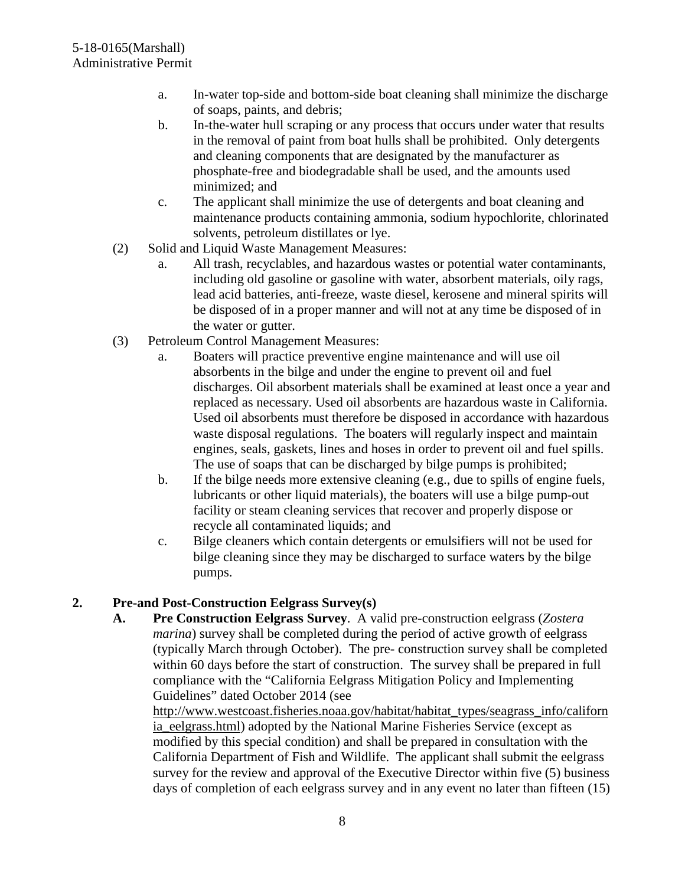a. In-water top-side and bottom-side boat cleaning shall minimize the discharge of soaps, paints, and debris;

b. In-the-water hull scraping or any process that occurs under water that results in the removal of paint from boat hulls shall be prohibited. Only detergents and cleaning components that are designated by the manufacturer as phosphate-free and biodegradable shall be used, and the amounts used minimized; and

c. The applicant shall minimize the use of detergents and boat cleaning and maintenance products containing ammonia, sodium hypochlorite, chlorinated solvents, petroleum distillates or lye.

(2) Solid and Liquid Waste Management Measures:

a. All trash, recyclables, and hazardous wastes or potential water contaminants, including old gasoline or gasoline with water, absorbent materials, oily rags, lead acid batteries, anti-freeze, waste diesel, kerosene and mineral spirits will be disposed of in a proper manner and will not at any time be disposed of in the water or gutter.

(3) Petroleum Control Management Measures:

a. Boaters will practice preventive engine maintenance and will use oil absorbents in the bilge and under the engine to prevent oil and fuel discharges. Oil absorbent materials shall be examined at least once a year and replaced as necessary. Used oil absorbents are hazardous waste in California. Used oil absorbents must therefore be disposed in accordance with hazardous waste disposal regulations. The boaters will regularly inspect and maintain engines, seals, gaskets, lines and hoses in order to prevent oil and fuel spills. The use of soaps that can be discharged by bilge pumps is prohibited;

b. If the bilge needs more extensive cleaning (e.g., due to spills of engine fuels, lubricants or other liquid materials), the boaters will use a bilge pump-out facility or steam cleaning services that recover and properly dispose or recycle all contaminated liquids; and

c. Bilge cleaners which contain detergents or emulsifiers will not be used for bilge cleaning since they may be discharged to surface waters by the bilge pumps.

**2. Pre-and Post-Construction Eelgrass Survey(s)**

**A. Pre Construction Eelgrass Survey**. A valid pre-construction eelgrass (*Zostera marina*) survey shall be completed during the period of active growth of eelgrass (typically March through October). The pre- construction survey shall be completed within 60 days before the start of construction. The survey shall be prepared in full compliance with the "California Eelgrass Mitigation Policy and Implementing Guidelines" dated October 2014 (see http://www.westcoast.fisheries.noaa.gov/habitat/habitat_types/seagrass_info/california_eelgrass.html) adopted by the National Marine Fisheries Service (except as modified by this special condition) and shall be prepared in consultation with the California Department of Fish and Wildlife. The applicant shall submit the eelgrass survey for the review and approval of the Executive Director within five (5) business days of completion of each eelgrass survey and in any event no later than fifteen (15)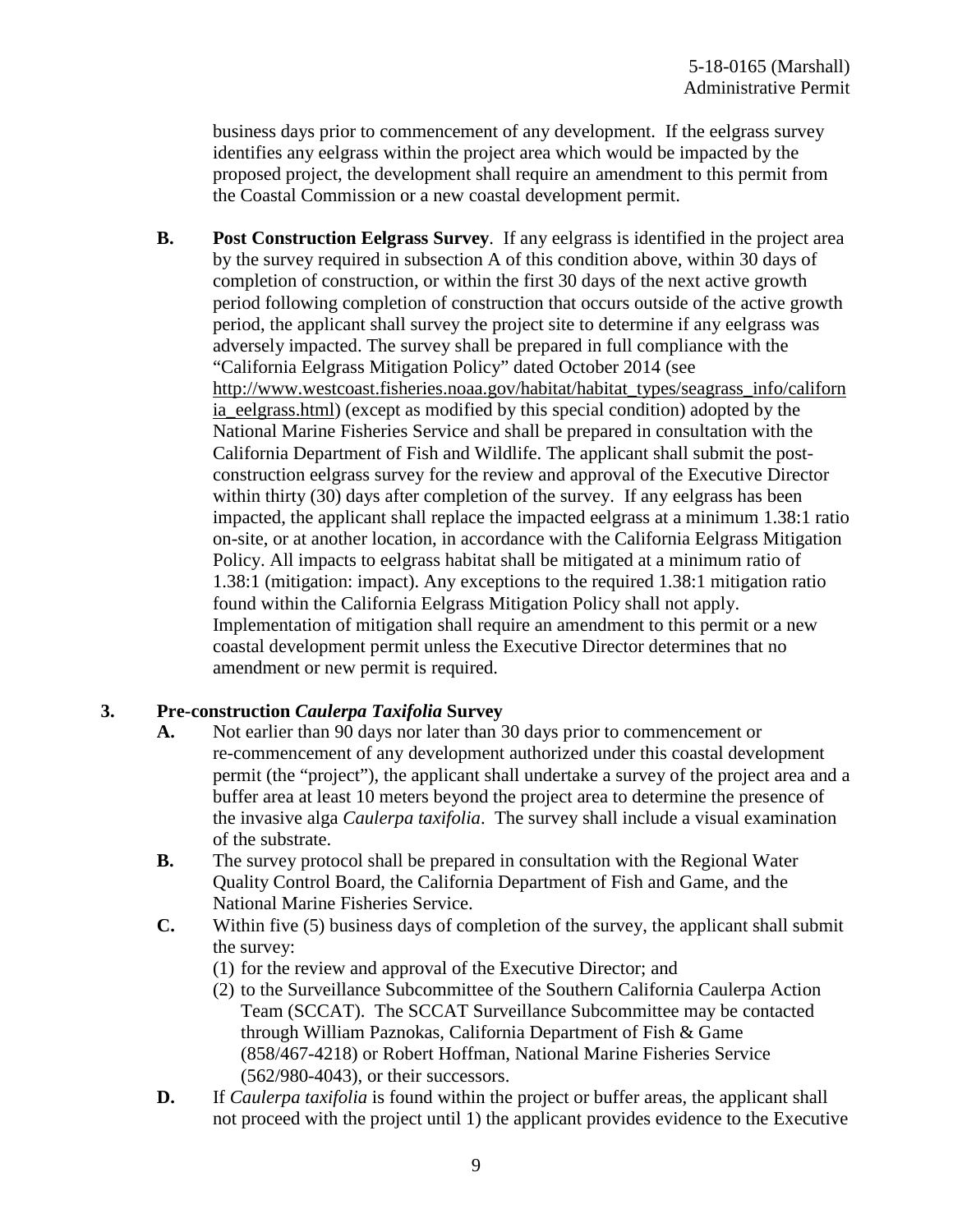business days prior to commencement of any development. If the eelgrass survey identifies any eelgrass within the project area which would be impacted by the proposed project, the development shall require an amendment to this permit from the Coastal Commission or a new coastal development permit.

**B. Post Construction Eelgrass Survey**. If any eelgrass is identified in the project area by the survey required in subsection A of this condition above, within 30 days of completion of construction, or within the first 30 days of the next active growth period following completion of construction that occurs outside of the active growth period, the applicant shall survey the project site to determine if any eelgrass was adversely impacted. The survey shall be prepared in full compliance with the "California Eelgrass Mitigation Policy" dated October 2014 (see http://www.westcoast.fisheries.noaa.gov/habitat/habitat_types/seagrass_info/california_eelgrass.html) (except as modified by this special condition) adopted by the National Marine Fisheries Service and shall be prepared in consultation with the California Department of Fish and Wildlife. The applicant shall submit the post-construction eelgrass survey for the review and approval of the Executive Director within thirty (30) days after completion of the survey. If any eelgrass has been impacted, the applicant shall replace the impacted eelgrass at a minimum 1.38:1 ratio on-site, or at another location, in accordance with the California Eelgrass Mitigation Policy. All impacts to eelgrass habitat shall be mitigated at a minimum ratio of 1.38:1 (mitigation: impact). Any exceptions to the required 1.38:1 mitigation ratio found within the California Eelgrass Mitigation Policy shall not apply. Implementation of mitigation shall require an amendment to this permit or a new coastal development permit unless the Executive Director determines that no amendment or new permit is required.

**3. Pre-construction *Caulerpa Taxifolia* Survey**

**A.** Not earlier than 90 days nor later than 30 days prior to commencement or re-commencement of any development authorized under this coastal development permit (the "project"), the applicant shall undertake a survey of the project area and a buffer area at least 10 meters beyond the project area to determine the presence of the invasive alga *Caulerpa taxifolia*. The survey shall include a visual examination of the substrate.

**B.** The survey protocol shall be prepared in consultation with the Regional Water Quality Control Board, the California Department of Fish and Game, and the National Marine Fisheries Service.

**C.** Within five (5) business days of completion of the survey, the applicant shall submit the survey:

(1) for the review and approval of the Executive Director; and

(2) to the Surveillance Subcommittee of the Southern California Caulerpa Action Team (SCCAT). The SCCAT Surveillance Subcommittee may be contacted through William Paznokas, California Department of Fish & Game (858/467-4218) or Robert Hoffman, National Marine Fisheries Service (562/980-4043), or their successors.

**D.** If *Caulerpa taxifolia* is found within the project or buffer areas, the applicant shall not proceed with the project until 1) the applicant provides evidence to the Executive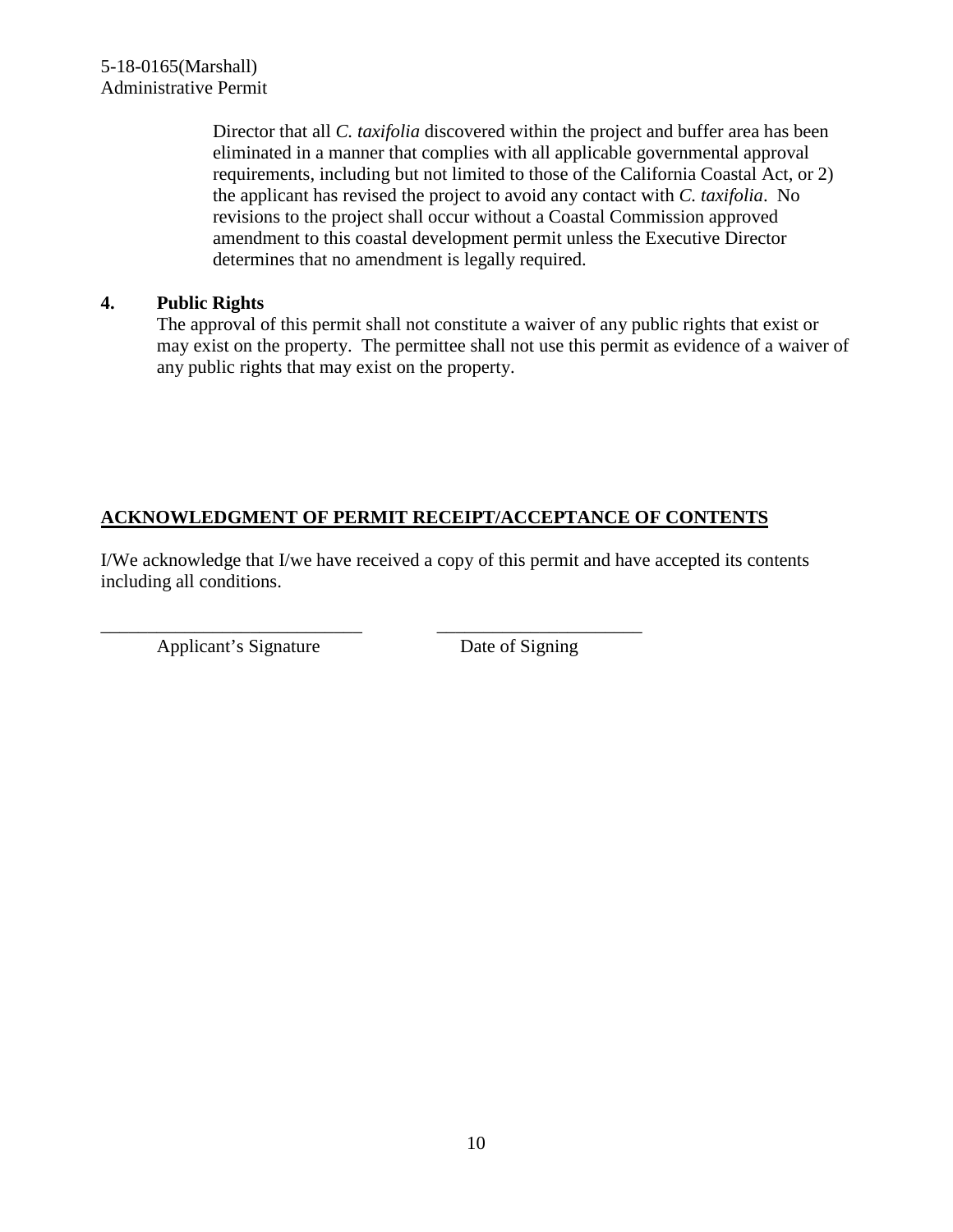Director that all *C. taxifolia* discovered within the project and buffer area has been eliminated in a manner that complies with all applicable governmental approval requirements, including but not limited to those of the California Coastal Act, or 2) the applicant has revised the project to avoid any contact with *C. taxifolia*. No revisions to the project shall occur without a Coastal Commission approved amendment to this coastal development permit unless the Executive Director determines that no amendment is legally required.

**4. Public Rights**

The approval of this permit shall not constitute a waiver of any public rights that exist or may exist on the property. The permittee shall not use this permit as evidence of a waiver of any public rights that may exist on the property.

## ACKNOWLEDGMENT OF PERMIT RECEIPT/ACCEPTANCE OF CONTENTS

I/We acknowledge that I/we have received a copy of this permit and have accepted its contents including all conditions.

_____________________________ _____________________

Applicant's Signature Date of Signing